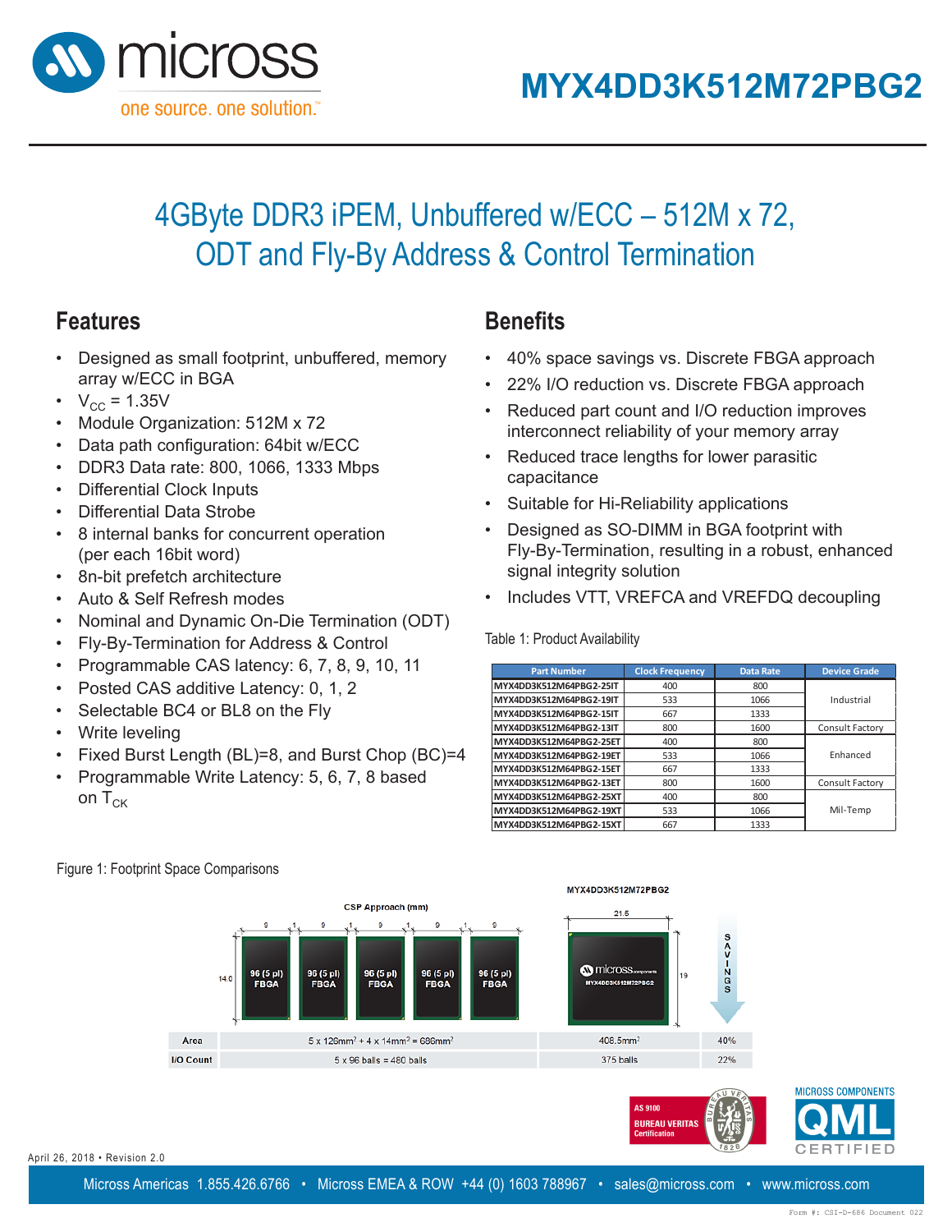# MYX4DD3K512M72PBG2

## 4GByte DDR3 iPEM, Unbuffered w/ECC – 512M x 72, ODT and Fly-By Address & Control Termination

## Features

- Designed as small footprint, unbuffered, memory array w/ECC in BGA
- $V_{CC}$ = 1.35V
- Module Organization: 512M x 72
- Data path configuration: 64bit w/ECC
- DDR3 Data rate: 800, 1066, 1333 Mbps
- Differential Clock Inputs
- Differential Data Strobe
- 8 internal banks for concurrent operation (per each 16bit word)
- 8n-bit prefetch architecture
- Auto & Self Refresh modes
- Nominal and Dynamic On-Die Termination (ODT)
- Fly-By-Termination for Address & Control
- Programmable CAS latency: 6, 7, 8, 9, 10, 11
- Posted CAS additive Latency: 0, 1, 2
- Selectable BC4 or BL8 on the Fly
- Write leveling
- Fixed Burst Length (BL)=8, and Burst Chop (BC)=4
- Programmable Write Latency: 5, 6, 7, 8 based on $T_{CK}$

## Benefits

- 40% space savings vs. Discrete FBGA approach
- 22% I/O reduction vs. Discrete FBGA approach
- Reduced part count and I/O reduction improves interconnect reliability of your memory array
- Reduced trace lengths for lower parasitic capacitance
- Suitable for Hi-Reliability applications
- Designed as SO-DIMM in BGA footprint with Fly-By-Termination, resulting in a robust, enhanced signal integrity solution
- Includes VTT, VREFCA and VREFDQ decoupling

Table 1: Product Availability

| Part Number | Clock Frequency | Data Rate | Device Grade |
|---|---|---|---|
| MYX4DD3K512M64PBG2-25IT | 400 | 800 | Industrial |
| MYX4DD3K512M64PBG2-19IT | 533 | 1066 | |
| MYX4DD3K512M64PBG2-15IT | 667 | 1333 | |
| MYX4DD3K512M64PBG2-13IT | 800 | 1600 | Consult Factory |
| MYX4DD3K512M64PBG2-25ET | 400 | 800 | Enhanced |
| MYX4DD3K512M64PBG2-19ET | 533 | 1066 | |
| MYX4DD3K512M64PBG2-15ET | 667 | 1333 | |
| MYX4DD3K512M64PBG2-13ET | 800 | 1600 | Consult Factory |
| MYX4DD3K512M64PBG2-25XT | 400 | 800 | Mil-Temp |
| MYX4DD3K512M64PBG2-19XT | 533 | 1066 | |
| MYX4DD3K512M64PBG2-15XT | 667 | 1333 | |

Figure 1: Footprint Space Comparisons

| | CSP Approach (mm) | MYX4DD3K512M72PBG2 | Savings |
|---|---|---|---|
| Area | 5 x 126mm² + 4 x 14mm² = 686mm² | 408.5mm² | 40% |
| I/O Count | 5 x 96 balls = 480 balls | 375 balls | 22% |

April 26, 2018 • Revision 2.0

Micross Americas 1.855.426.6766 • Micross EMEA & ROW +44 (0) 1603 788967 • sales@micross.com • www.micross.com

Form #: CSI-D-686 Document 022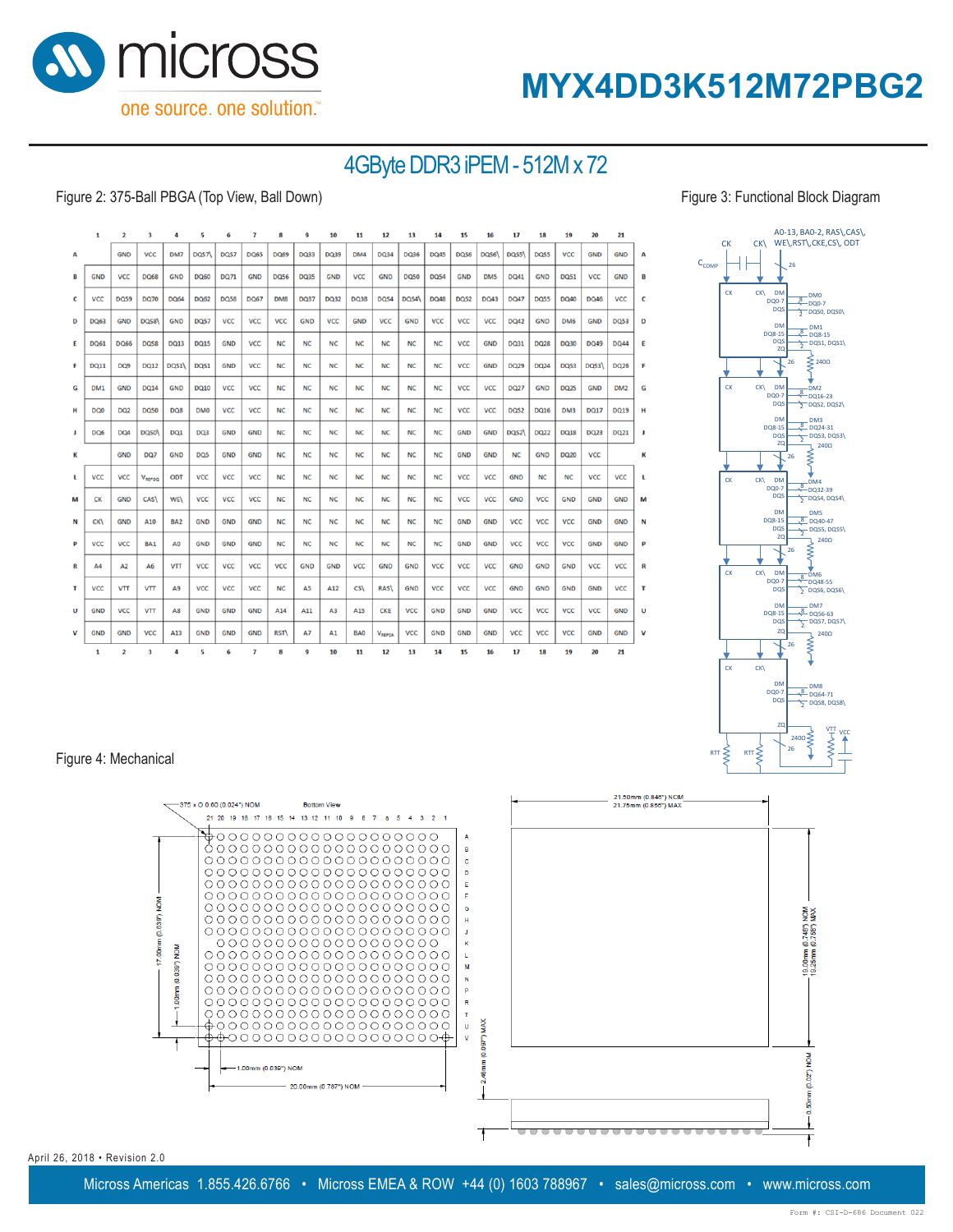# MYX4DD3K512M72PBG2

## 4GByte DDR3 iPEM - 512M x 72

Figure 2: 375-Ball PBGA (Top View, Ball Down)

| | 1 | 2 | 3 | 4 | 5 | 6 | 7 | 8 | 9 | 10 | 11 | 12 | 13 | 14 | 15 | 16 | 17 | 18 | 19 | 20 | 21 | |
|---|---|---|---|---|---|---|---|---|---|---|---|---|---|---|---|---|---|---|---|---|---|---|
| A | | GND | VCC | DM7 | DQS7\ | DQS7 | DQ65 | DQ69 | DQ33 | DQ39 | DM4 | DQ34 | DQ36 | DQ45 | DQS6 | DQS6\ | DQS5\ | DQS5 | VCC | GND | GND | A |
| B | GND | VCC | DQ68 | GND | DQ60 | DQ71 | GND | DQ56 | DQ35 | GND | VCC | GND | DQ50 | DQ54 | GND | DM5 | DQ41 | GND | DQ51 | VCC | GND | B |
| C | VCC | DQ59 | DQ70 | DQ64 | DQ62 | DQ58 | DQ67 | DM8 | DQ37 | DQ32 | DQ38 | DQS4 | DQS4\ | DQ48 | DQ52 | DQ43 | DQ47 | DQ55 | DQ40 | DQ46 | VCC | C |
| D | DQ63 | GND | DQS8\ | GND | DQS7 | VCC | VCC | VCC | GND | VCC | GND | VCC | GND | VCC | VCC | VCC | DQ42 | GND | DM6 | GND | DQ53 | D |
| E | DQ61 | DQ66 | DQS8 | DQ13 | DQ15 | GND | VCC | NC | NC | NC | NC | NC | NC | NC | VCC | GND | DQ31 | DQ28 | DQ30 | DQ49 | DQ44 | E |
| F | DQ11 | DQ9 | DQ12 | DQS1\ | DQS1 | GND | VCC | NC | NC | NC | NC | NC | NC | NC | VCC | GND | DQ29 | DQ24 | DQS3 | DQS3\ | DQ26 | F |
| G | DM1 | GND | DQ14 | GND | DQ10 | VCC | VCC | NC | NC | NC | NC | NC | NC | NC | VCC | VCC | DQ27 | GND | DQ25 | GND | DM2 | G |
| H | DQ0 | DQ2 | DQS0 | DQ8 | DM0 | VCC | VCC | NC | NC | NC | NC | NC | NC | NC | VCC | VCC | DQS2 | DQ16 | DM3 | DQ17 | DQ19 | H |
| J | DQ6 | DQ4 | DQS0\ | DQ1 | DQ3 | GND | GND | NC | NC | NC | NC | NC | NC | NC | GND | GND | DQS2\ | DQ22 | DQ18 | DQ23 | DQ21 | J |
| K | | GND | DQ7 | GND | DQ5 | GND | GND | NC | NC | NC | NC | NC | NC | NC | GND | GND | NC | GND | DQ20 | VCC | | K |
| L | VCC | VCC | $V_{REFDQ}$ | ODT | VCC | VCC | VCC | NC | NC | NC | NC | NC | NC | NC | VCC | VCC | GND | NC | NC | VCC | VCC | L |
| M | CK | GND | CAS\ | WE\ | VCC | VCC | VCC | NC | NC | NC | NC | NC | NC | NC | VCC | VCC | GND | VCC | GND | GND | GND | M |
| N | CK\ | GND | A10 | BA2 | GND | GND | GND | NC | NC | NC | NC | NC | NC | NC | GND | GND | VCC | VCC | VCC | GND | GND | N |
| P | VCC | VCC | BA1 | A0 | GND | GND | GND | NC | NC | NC | NC | NC | NC | NC | GND | GND | VCC | VCC | VCC | GND | GND | P |
| R | A4 | A2 | A6 | VTT | VCC | VCC | VCC | VCC | GND | GND | VCC | GND | GND | VCC | VCC | VCC | GND | GND | GND | VCC | VCC | R |
| T | VCC | VTT | VTT | A9 | VCC | VCC | VCC | NC | A5 | A12 | CS\ | RAS\ | GND | VCC | VCC | VCC | GND | GND | GND | GND | VCC | T |
| U | GND | VCC | VTT | A8 | GND | GND | GND | A14 | A11 | A3 | A15 | CKE | VCC | GND | GND | GND | VCC | VCC | VCC | VCC | GND | U |
| V | GND | GND | VCC | A13 | GND | GND | GND | RST\ | A7 | A1 | BA0 | $V_{REFCA}$ | VCC | GND | GND | GND | VCC | VCC | VCC | GND | GND | V |
| | 1 | 2 | 3 | 4 | 5 | 6 | 7 | 8 | 9 | 10 | 11 | 12 | 13 | 14 | 15 | 16 | 17 | 18 | 19 | 20 | 21 | |

Figure 3: Functional Block Diagram

A0-13, BA0-2, RAS\, CAS\, WE\, RST\, CKE, CS\, ODT
CK CK\
$C_{COMP}$
26
CK CK\ DM DQ0-7 DQS — DM0, DQ0-7, DQS0, DQS0\
DM DQ8-15 DQS ZQ — DM1, DQ8-15, DQS1, DQS1\
240Ω
CK CK\ DM DQ0-7 DQS — DM2, DQ16-23, DQS2, DQS2\
DM DQ8-15 DQS ZQ — DM3, DQ24-31, DQS3, DQS3\
240Ω
CK CK\ DM DQ0-7 DQS — DM4, DQ32-39, DQS4, DQS4\
DM DQ8-15 DQS ZQ — DM5, DQ40-47, DQS5, DQS5\
240Ω
CK CK\ DM DQ0-7 DQS — DM6, DQ48-55, DQS6, DQS6\
DM DQ8-15 DQS ZQ — DM7, DQ56-63, DQS7, DQS7\
240Ω
CK CK\ DM DQ0-7 DQS — DM8, DQ64-71, DQS8, DQS8\
ZQ
240Ω
RTT RTT VTT VCC
8 2

Figure 4: Mechanical

375 x Ø 0.60 (0.024") NOM
Bottom View
21 20 19 18 17 16 15 14 13 12 11 10 9 8 7 6 5 4 3 2 1
A B C D E F G H J K L M N P R T U V
17.00mm (0.669") NOM
1.00mm (0.039") NOM
1.00mm (0.039") NOM
20.00mm (0.787") NOM
2.46mm (0.097") MAX
21.50mm (0.846") NOM
21.75mm (0.856") MAX
19.00mm (0.748") NOM
19.25mm (0.758") MAX
0.50mm (0.02") NOM

April 26, 2018 • Revision 2.0

Micross Americas 1.855.426.6766 • Micross EMEA & ROW +44 (0) 1603 788967 • sales@micross.com • www.micross.com

Form #: CSI-D-686 Document 022